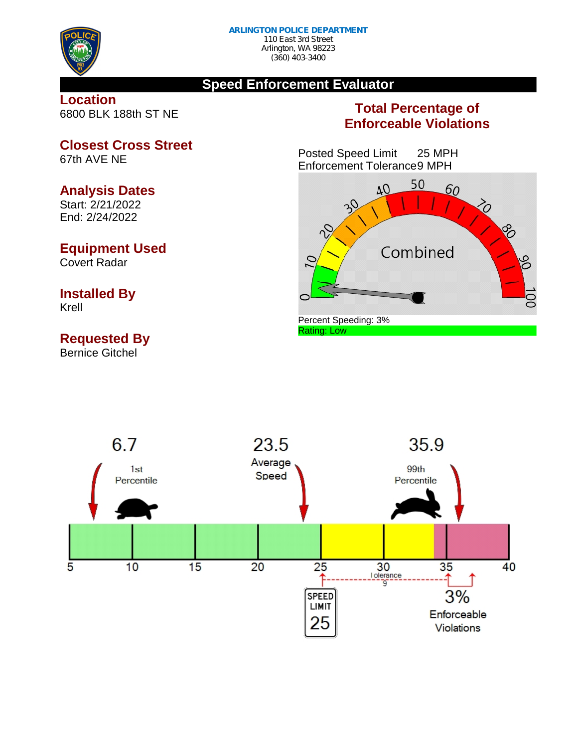**ARLINGTON POLICE DEPARTMENT**
110 East 3rd Street
Arlington, WA 98223
(360) 403-3400

# Speed Enforcement Evaluator

## Location
6800 BLK 188th ST NE

## Closest Cross Street
67th AVE NE

## Analysis Dates
Start: 2/21/2022
End: 2/24/2022

## Equipment Used
Covert Radar

## Installed By
Krell

## Requested By
Bernice Gitchel

## Total Percentage of Enforceable Violations

Posted Speed Limit 25 MPH
Enforcement Tolerance 9 MPH

Combined

Percent Speeding: 3%
Rating: Low

6.7
1st Percentile

23.5
Average Speed

35.9
99th Percentile

5 10 15 20 25 30 35 40

Tolerance 9

SPEED LIMIT 25

3%
Enforceable Violations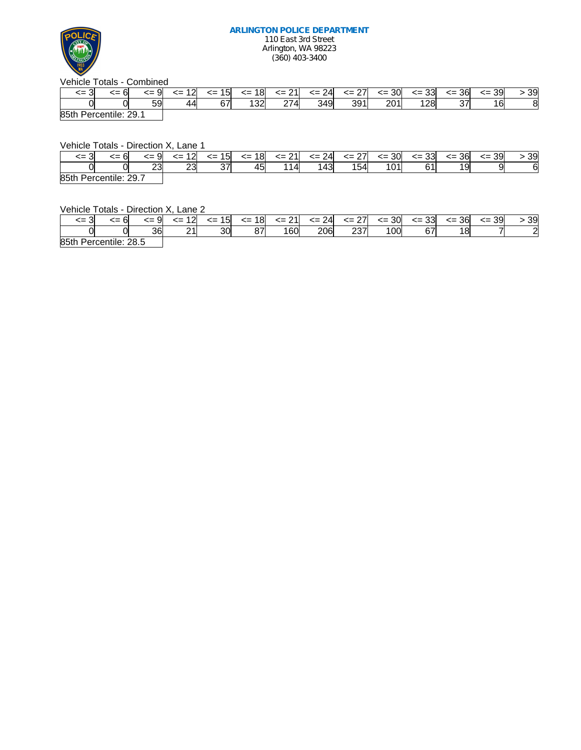**ARLINGTON POLICE DEPARTMENT**
110 East 3rd Street
Arlington, WA 98223
(360) 403-3400

Vehicle Totals - Combined

| <= 3 | <= 6 | <= 9 | <= 12 | <= 15 | <= 18 | <= 21 | <= 24 | <= 27 | <= 30 | <= 33 | <= 36 | <= 39 | > 39 |
|---|---|---|---|---|---|---|---|---|---|---|---|---|---|
| 0 | 0 | 59 | 44 | 67 | 132 | 274 | 349 | 391 | 201 | 128 | 37 | 16 | 8 |

85th Percentile: 29.1

Vehicle Totals - Direction X, Lane 1

| <= 3 | <= 6 | <= 9 | <= 12 | <= 15 | <= 18 | <= 21 | <= 24 | <= 27 | <= 30 | <= 33 | <= 36 | <= 39 | > 39 |
|---|---|---|---|---|---|---|---|---|---|---|---|---|---|
| 0 | 0 | 23 | 23 | 37 | 45 | 114 | 143 | 154 | 101 | 61 | 19 | 9 | 6 |

85th Percentile: 29.7

Vehicle Totals - Direction X, Lane 2

| <= 3 | <= 6 | <= 9 | <= 12 | <= 15 | <= 18 | <= 21 | <= 24 | <= 27 | <= 30 | <= 33 | <= 36 | <= 39 | > 39 |
|---|---|---|---|---|---|---|---|---|---|---|---|---|---|
| 0 | 0 | 36 | 21 | 30 | 87 | 160 | 206 | 237 | 100 | 67 | 18 | 7 | 2 |

85th Percentile: 28.5